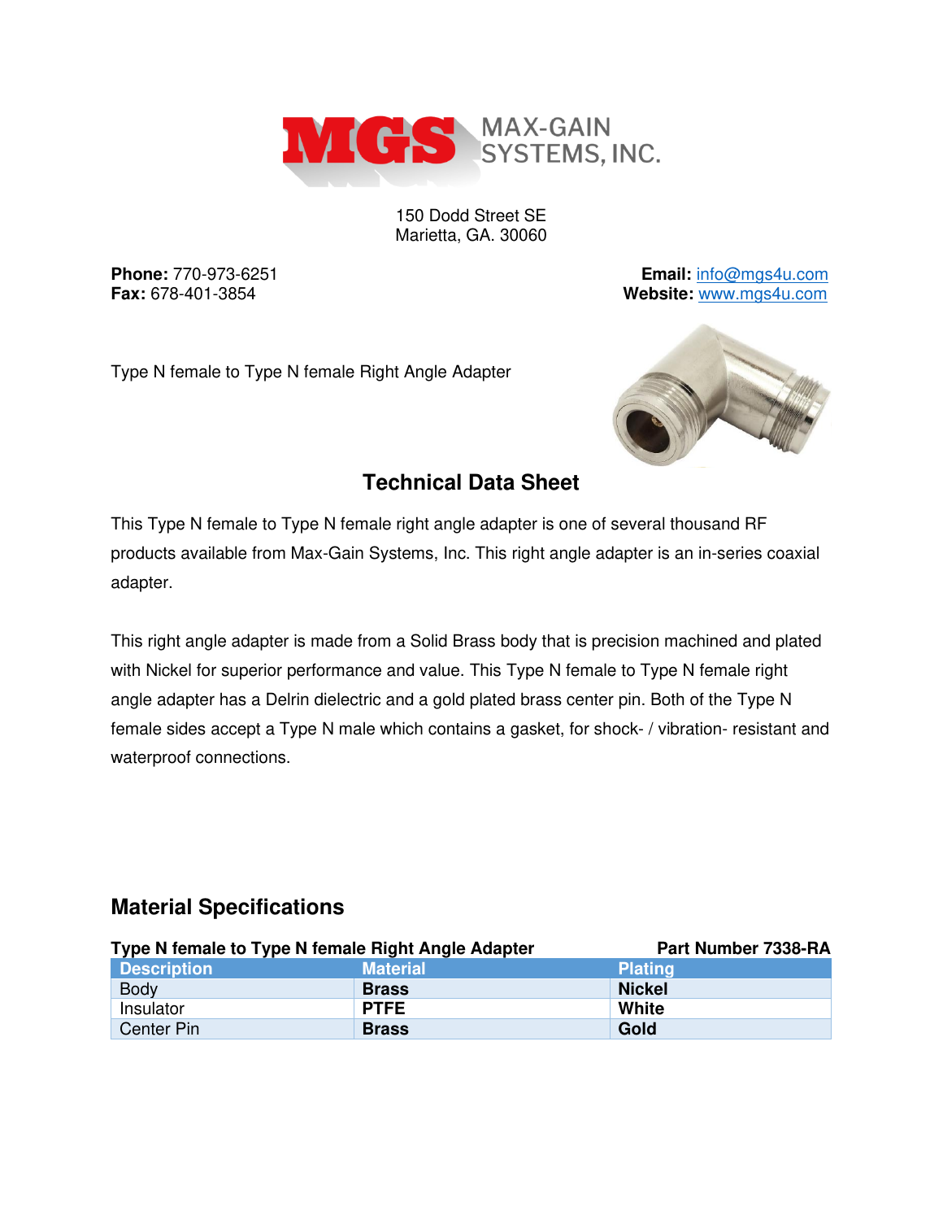MGS MAX-GAIN SYSTEMS, INC.

150 Dodd Street SE
Marietta, GA. 30060

**Phone:** 770-973-6251
**Fax:** 678-401-3854

**Email:** info@mgs4u.com
**Website:** www.mgs4u.com

Type N female to Type N female Right Angle Adapter

## Technical Data Sheet

This Type N female to Type N female right angle adapter is one of several thousand RF products available from Max-Gain Systems, Inc. This right angle adapter is an in-series coaxial adapter.

This right angle adapter is made from a Solid Brass body that is precision machined and plated with Nickel for superior performance and value. This Type N female to Type N female right angle adapter has a Delrin dielectric and a gold plated brass center pin. Both of the Type N female sides accept a Type N male which contains a gasket, for shock- / vibration- resistant and waterproof connections.

## Material Specifications

**Type N female to Type N female Right Angle Adapter** — **Part Number 7338-RA**

| Description | Material | Plating |
|---|---|---|
| Body | **Brass** | **Nickel** |
| Insulator | **PTFE** | **White** |
| Center Pin | **Brass** | **Gold** |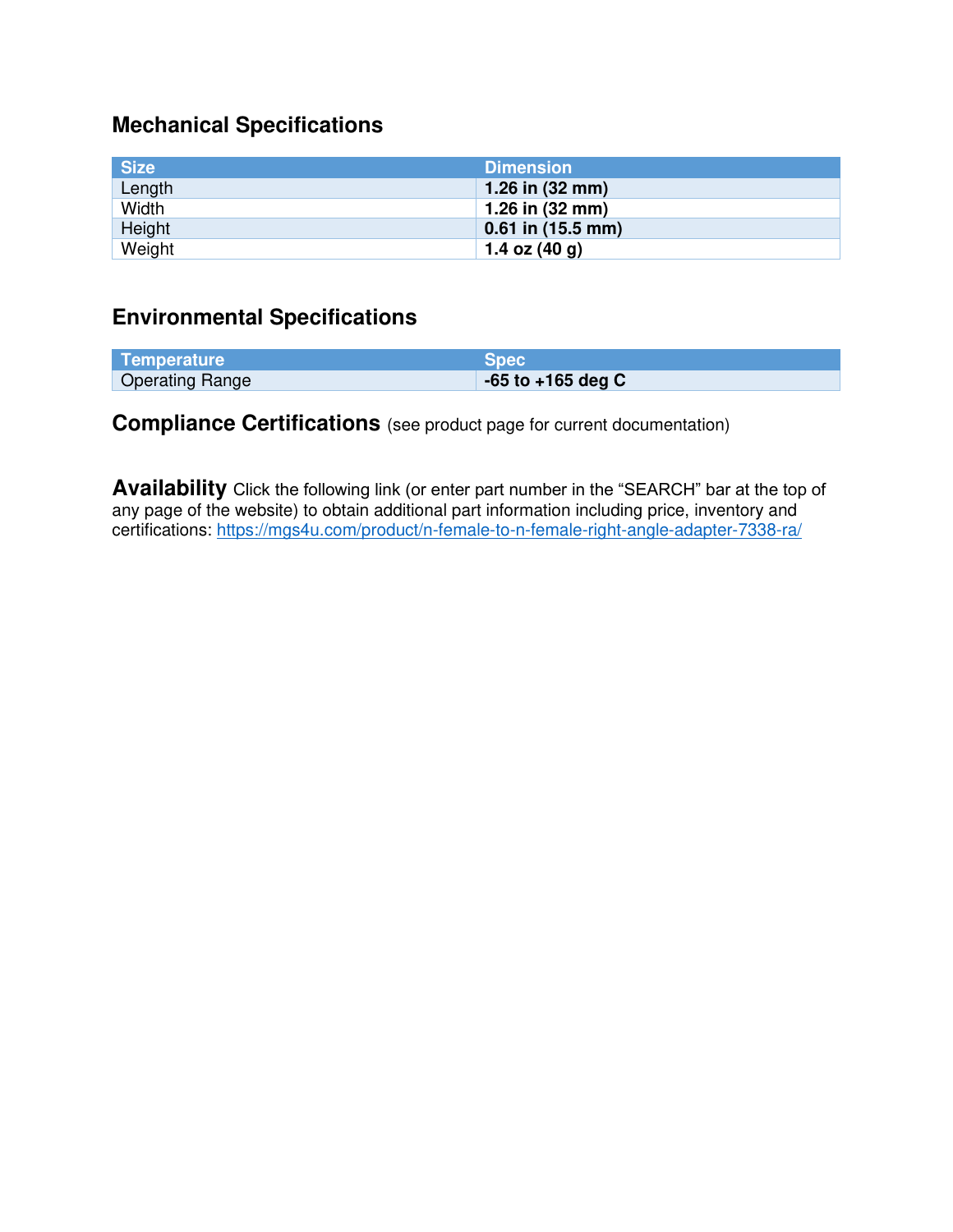## Mechanical Specifications

| Size | Dimension |
|---|---|
| Length | **1.26 in (32 mm)** |
| Width | **1.26 in (32 mm)** |
| Height | **0.61 in (15.5 mm)** |
| Weight | **1.4 oz (40 g)** |

## Environmental Specifications

| Temperature | Spec |
|---|---|
| Operating Range | **-65 to +165 deg C** |

**Compliance Certifications** (see product page for current documentation)

**Availability** Click the following link (or enter part number in the “SEARCH” bar at the top of any page of the website) to obtain additional part information including price, inventory and certifications: https://mgs4u.com/product/n-female-to-n-female-right-angle-adapter-7338-ra/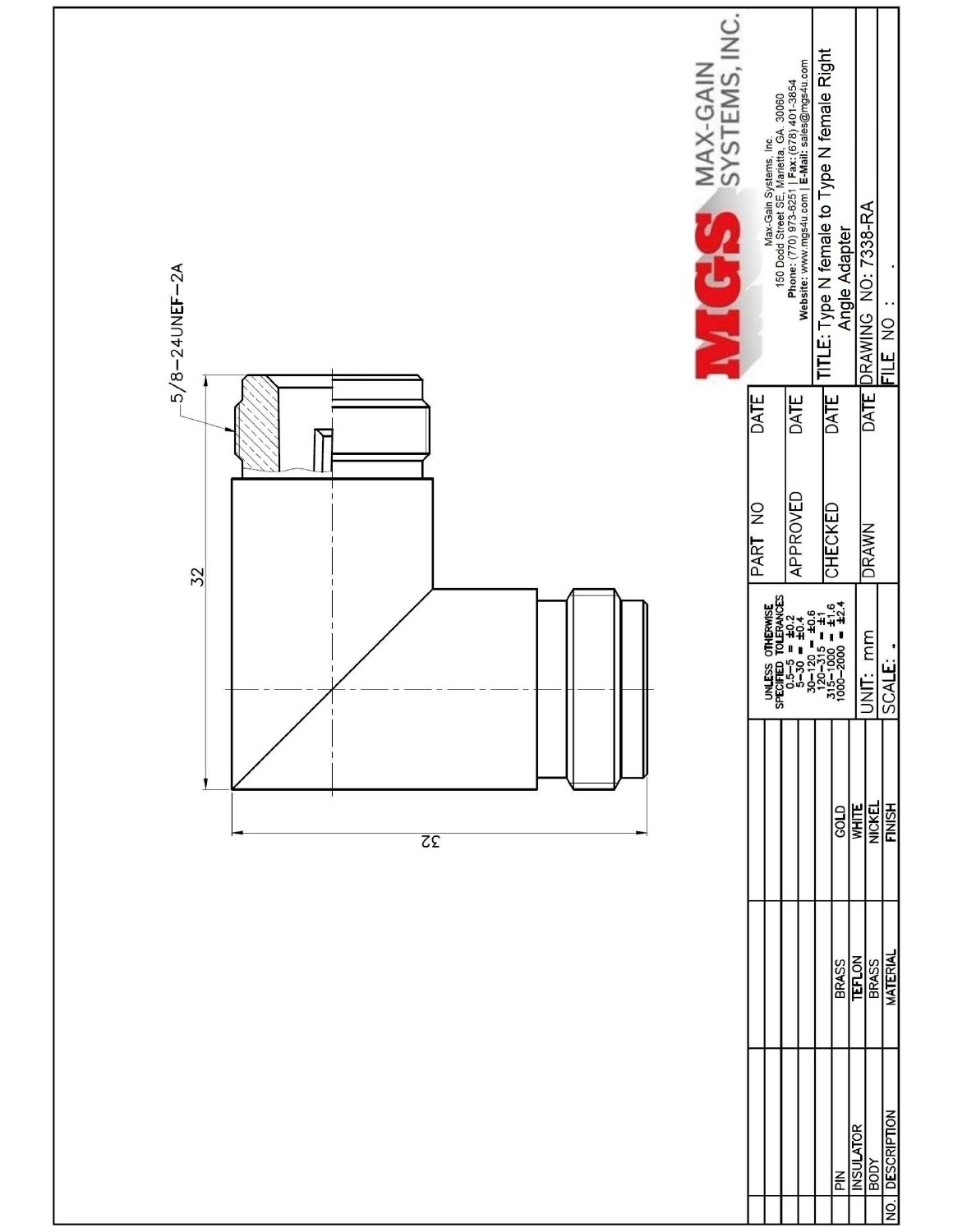5/8-24UNEF-2A

32

32

MGS MAX-GAIN SYSTEMS, INC.

Max-Gain Systems, Inc.
150 Dodd Street SE, Marietta, GA 30060
Phone: (770) 973-6251 | Fax: (678) 401-3854
Website: www.mgs4u.com | E-Mail: sales@mgs4u.com

| | | | |
|---|---|---|---|
| PART NO | DATE | | |
| APPROVED | DATE | | |
| CHECKED | DATE | TITLE: Type N female to Type N female Right Angle Adapter | |
| DRAWN | DATE | DRAWING NO: 7338-RA | |
| | | FILE NO : . | |

UNLESS OTHERWISE SPECIFIED TOLERANCES
0.5–5 = ±0.2
5–30 = ±0.4
30–120 = ±0.6
120–315 = ±1
315–1000 = ±1.6
1000–2000 = ±2.4

UNIT: mm

SCALE: .

| NO. | DESCRIPTION | MATERIAL | FINISH |
|---|---|---|---|
| | | | |
| | | | |
| | | | |
| | PIN | BRASS | GOLD |
| | INSULATOR | TEFLON | WHITE |
| | BODY | BRASS | NICKEL |